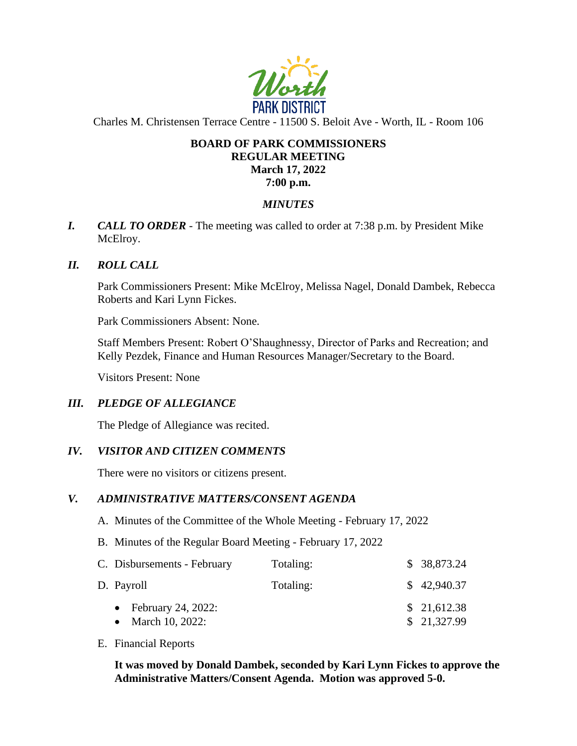Worth PARK DISTRICT

Charles M. Christensen Terrace Centre - 11500 S. Beloit Ave - Worth, IL - Room 106

**BOARD OF PARK COMMISSIONERS**
**REGULAR MEETING**
**March 17, 2022**
**7:00 p.m.**

***MINUTES***

## *I. CALL TO ORDER*

*CALL TO ORDER* - The meeting was called to order at 7:38 p.m. by President Mike McElroy.

## *II. ROLL CALL*

Park Commissioners Present: Mike McElroy, Melissa Nagel, Donald Dambek, Rebecca Roberts and Kari Lynn Fickes.

Park Commissioners Absent: None.

Staff Members Present: Robert O'Shaughnessy, Director of Parks and Recreation; and Kelly Pezdek, Finance and Human Resources Manager/Secretary to the Board.

Visitors Present: None

## *III. PLEDGE OF ALLEGIANCE*

The Pledge of Allegiance was recited.

## *IV. VISITOR AND CITIZEN COMMENTS*

There were no visitors or citizens present.

## *V. ADMINISTRATIVE MATTERS/CONSENT AGENDA*

A. Minutes of the Committee of the Whole Meeting - February 17, 2022

B. Minutes of the Regular Board Meeting - February 17, 2022

| | | |
|---|---|---|
| C. Disbursements - February | Totaling: | $ 38,873.24 |
| D. Payroll | Totaling: | $ 42,940.37 |
| • February 24, 2022: | | $ 21,612.38 |
| • March 10, 2022: | | $ 21,327.99 |

E. Financial Reports

**It was moved by Donald Dambek, seconded by Kari Lynn Fickes to approve the Administrative Matters/Consent Agenda. Motion was approved 5-0.**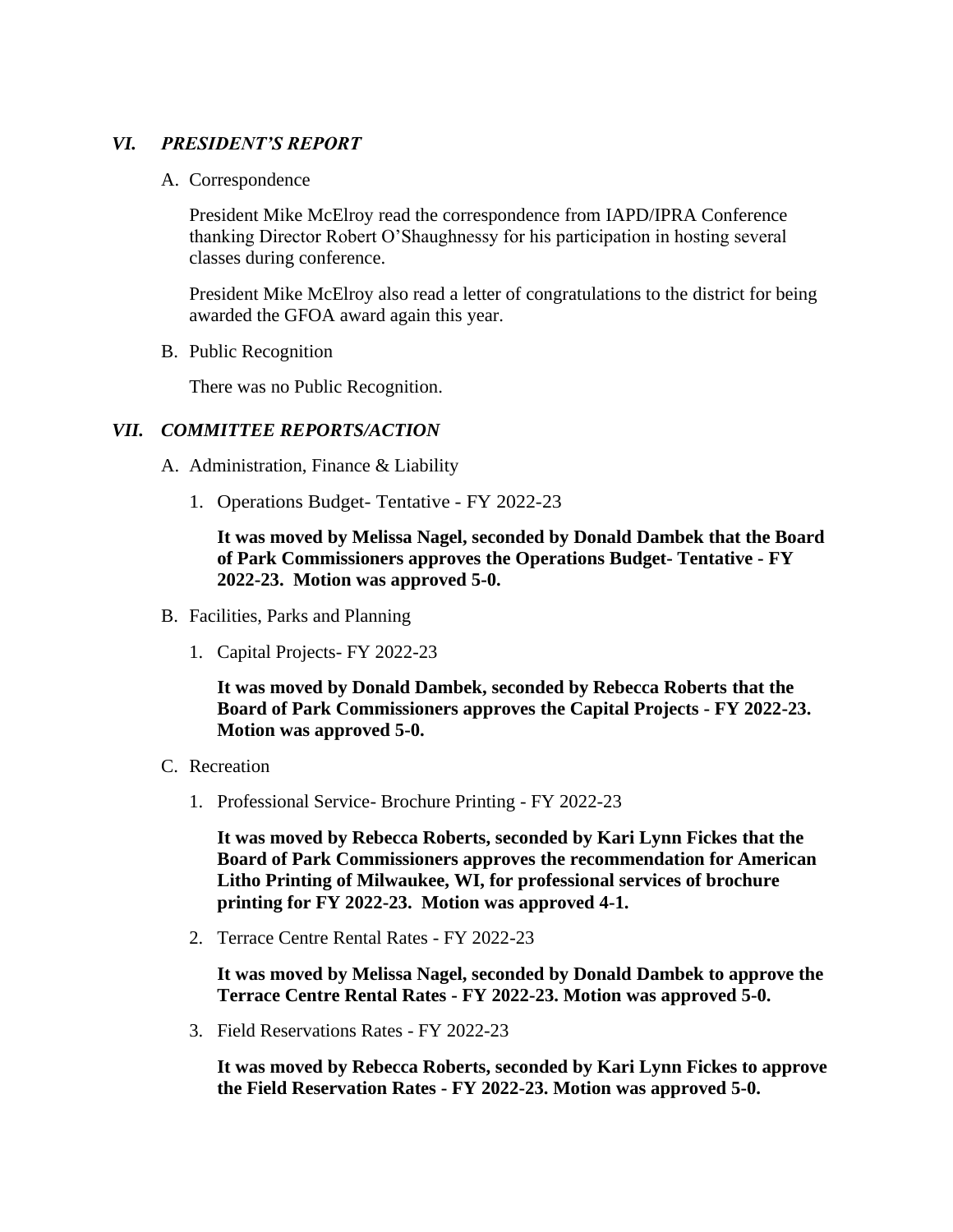## *VI. PRESIDENT'S REPORT*

A. Correspondence

President Mike McElroy read the correspondence from IAPD/IPRA Conference thanking Director Robert O'Shaughnessy for his participation in hosting several classes during conference.

President Mike McElroy also read a letter of congratulations to the district for being awarded the GFOA award again this year.

B. Public Recognition

There was no Public Recognition.

## *VII. COMMITTEE REPORTS/ACTION*

A. Administration, Finance & Liability

1. Operations Budget- Tentative - FY 2022-23

   **It was moved by Melissa Nagel, seconded by Donald Dambek that the Board of Park Commissioners approves the Operations Budget- Tentative - FY 2022-23. Motion was approved 5-0.**

B. Facilities, Parks and Planning

1. Capital Projects- FY 2022-23

   **It was moved by Donald Dambek, seconded by Rebecca Roberts that the Board of Park Commissioners approves the Capital Projects - FY 2022-23. Motion was approved 5-0.**

C. Recreation

1. Professional Service- Brochure Printing - FY 2022-23

   **It was moved by Rebecca Roberts, seconded by Kari Lynn Fickes that the Board of Park Commissioners approves the recommendation for American Litho Printing of Milwaukee, WI, for professional services of brochure printing for FY 2022-23. Motion was approved 4-1.**

2. Terrace Centre Rental Rates - FY 2022-23

   **It was moved by Melissa Nagel, seconded by Donald Dambek to approve the Terrace Centre Rental Rates - FY 2022-23. Motion was approved 5-0.**

3. Field Reservations Rates - FY 2022-23

   **It was moved by Rebecca Roberts, seconded by Kari Lynn Fickes to approve the Field Reservation Rates - FY 2022-23. Motion was approved 5-0.**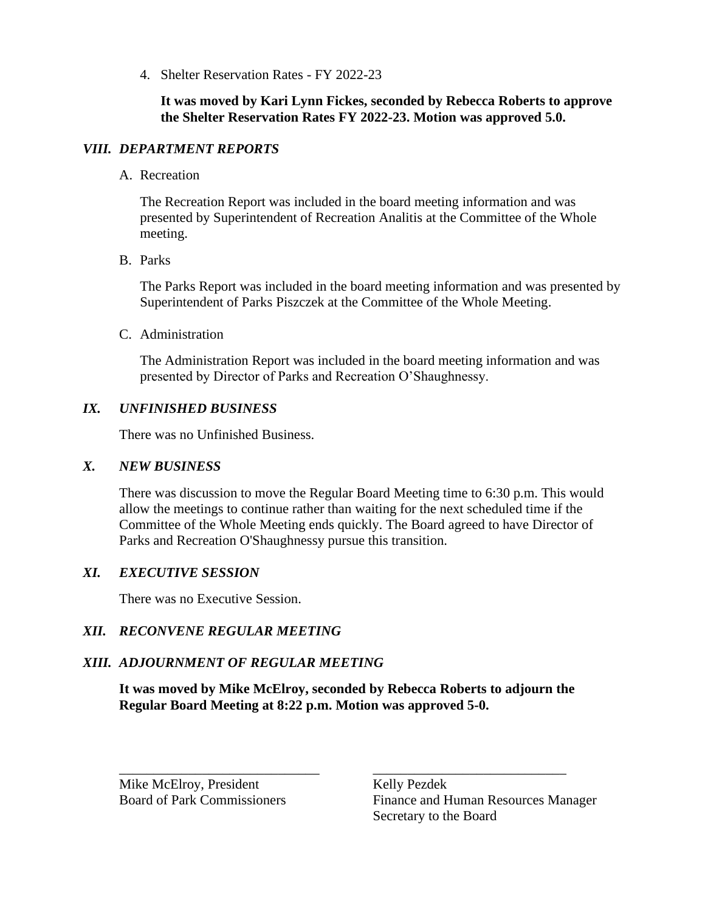4. Shelter Reservation Rates - FY 2022-23

   **It was moved by Kari Lynn Fickes, seconded by Rebecca Roberts to approve the Shelter Reservation Rates FY 2022-23. Motion was approved 5.0.**

## *VIII. DEPARTMENT REPORTS*

A. Recreation

   The Recreation Report was included in the board meeting information and was presented by Superintendent of Recreation Analitis at the Committee of the Whole meeting.

B. Parks

   The Parks Report was included in the board meeting information and was presented by Superintendent of Parks Piszczek at the Committee of the Whole Meeting.

C. Administration

   The Administration Report was included in the board meeting information and was presented by Director of Parks and Recreation O'Shaughnessy.

## *IX. UNFINISHED BUSINESS*

There was no Unfinished Business.

## *X. NEW BUSINESS*

There was discussion to move the Regular Board Meeting time to 6:30 p.m. This would allow the meetings to continue rather than waiting for the next scheduled time if the Committee of the Whole Meeting ends quickly. The Board agreed to have Director of Parks and Recreation O'Shaughnessy pursue this transition.

## *XI. EXECUTIVE SESSION*

There was no Executive Session.

## *XII. RECONVENE REGULAR MEETING*

## *XIII. ADJOURNMENT OF REGULAR MEETING*

**It was moved by Mike McElroy, seconded by Rebecca Roberts to adjourn the Regular Board Meeting at 8:22 p.m. Motion was approved 5-0.**

\_\_\_\_\_\_\_\_\_\_\_\_\_\_\_\_\_\_\_\_\_\_\_\_\_\_\_\_\_\_
Mike McElroy, President
Board of Park Commissioners

\_\_\_\_\_\_\_\_\_\_\_\_\_\_\_\_\_\_\_\_\_\_\_\_\_\_\_\_\_\_
Kelly Pezdek
Finance and Human Resources Manager
Secretary to the Board